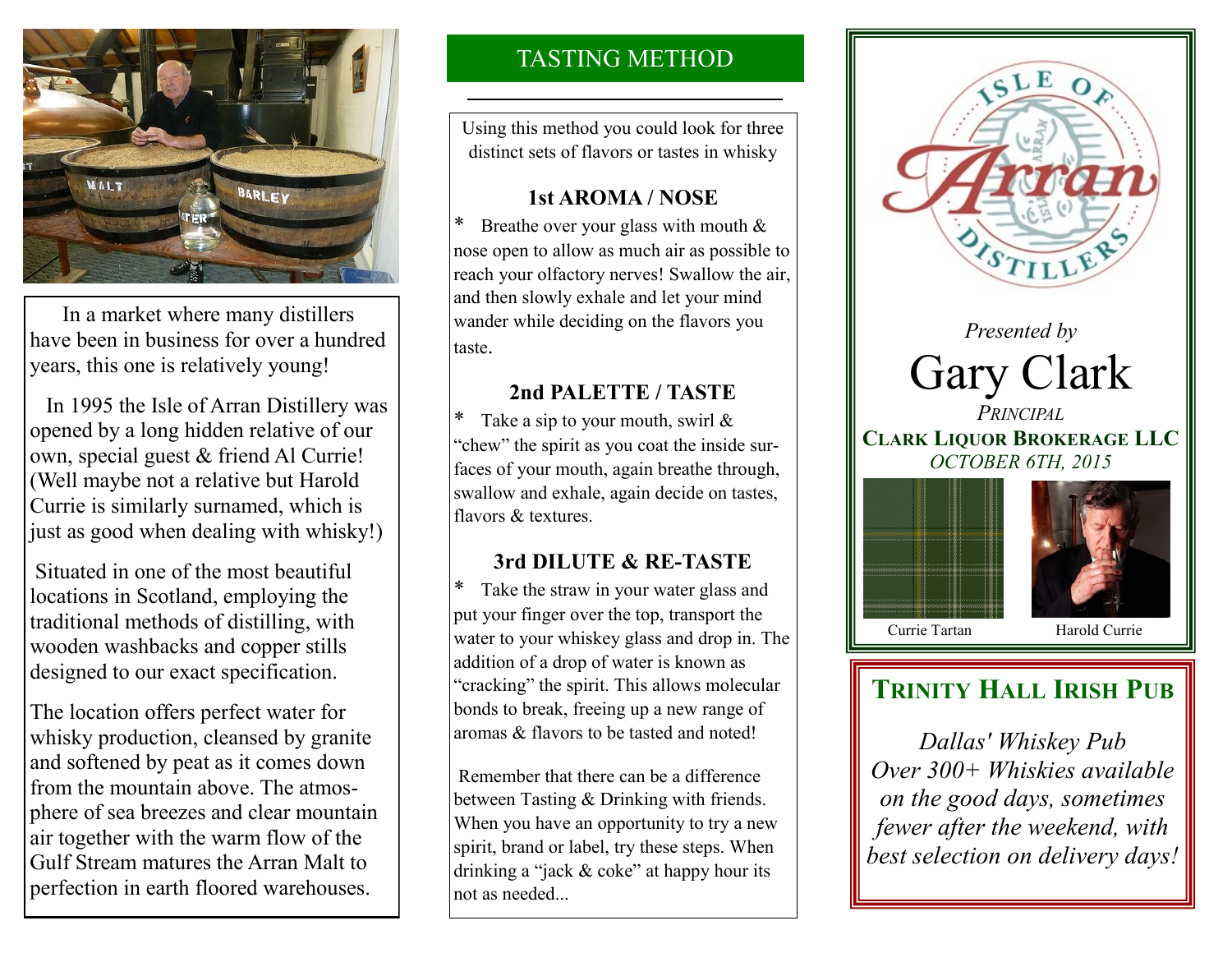In a market where many distillers have been in business for over a hundred years, this one is relatively young!

In 1995 the Isle of Arran Distillery was opened by a long hidden relative of our own, special guest & friend Al Currie! (Well maybe not a relative but Harold Currie is similarly surnamed, which is just as good when dealing with whisky!)

Situated in one of the most beautiful locations in Scotland, employing the traditional methods of distilling, with wooden washbacks and copper stills designed to our exact specification.

The location offers perfect water for whisky production, cleansed by granite and softened by peat as it comes down from the mountain above. The atmosphere of sea breezes and clear mountain air together with the warm flow of the Gulf Stream matures the Arran Malt to perfection in earth floored warehouses.

## TASTING METHOD

Using this method you could look for three distinct sets of flavors or tastes in whisky

### 1st AROMA / NOSE

* Breathe over your glass with mouth & nose open to allow as much air as possible to reach your olfactory nerves! Swallow the air, and then slowly exhale and let your mind wander while deciding on the flavors you taste.

### 2nd PALETTE / TASTE

* Take a sip to your mouth, swirl & "chew" the spirit as you coat the inside surfaces of your mouth, again breathe through, swallow and exhale, again decide on tastes, flavors & textures.

### 3rd DILUTE & RE-TASTE

* Take the straw in your water glass and put your finger over the top, transport the water to your whiskey glass and drop in. The addition of a drop of water is known as "cracking" the spirit. This allows molecular bonds to break, freeing up a new range of aromas & flavors to be tasted and noted!

Remember that there can be a difference between Tasting & Drinking with friends. When you have an opportunity to try a new spirit, brand or label, try these steps. When drinking a "jack & coke" at happy hour its not as needed...

ISLE OF Arran DISTILLERS

*Presented by*

# Gary Clark

*PRINCIPAL*

**CLARK LIQUOR BROKERAGE LLC**

*OCTOBER 6TH, 2015*

Currie Tartan

Harold Currie

## TRINITY HALL IRISH PUB

*Dallas' Whiskey Pub Over 300+ Whiskies available on the good days, sometimes fewer after the weekend, with best selection on delivery days!*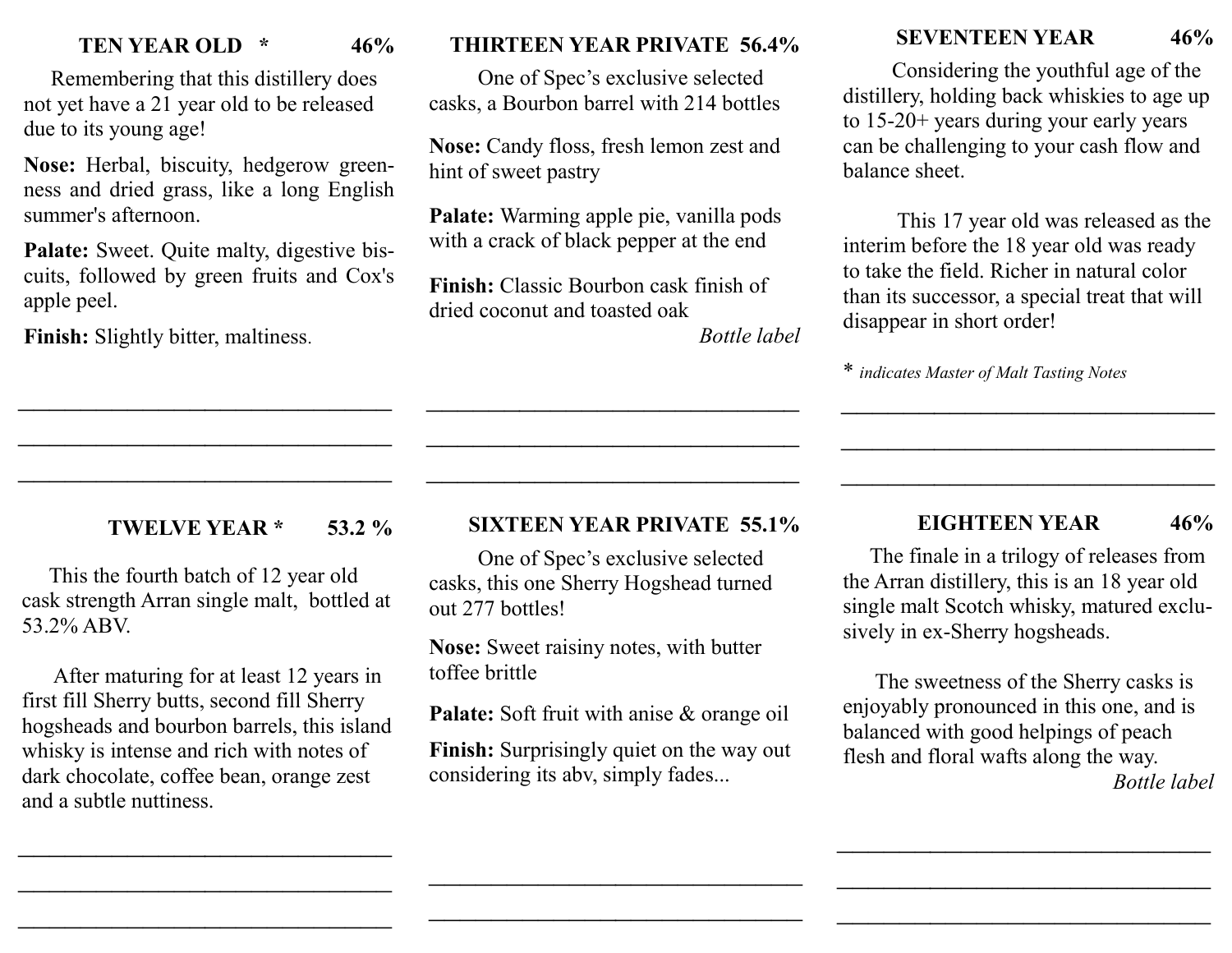## TEN YEAR OLD * 46%

Remembering that this distillery does not yet have a 21 year old to be released due to its young age!

**Nose:** Herbal, biscuity, hedgerow greenness and dried grass, like a long English summer's afternoon.

**Palate:** Sweet. Quite malty, digestive biscuits, followed by green fruits and Cox's apple peel.

**Finish:** Slightly bitter, maltiness.

___________________________________

___________________________________

___________________________________

## TWELVE YEAR * 53.2 %

This the fourth batch of 12 year old cask strength Arran single malt, bottled at 53.2% ABV.

After maturing for at least 12 years in first fill Sherry butts, second fill Sherry hogsheads and bourbon barrels, this island whisky is intense and rich with notes of dark chocolate, coffee bean, orange zest and a subtle nuttiness.

___________________________________

___________________________________

___________________________________

## THIRTEEN YEAR PRIVATE 56.4%

One of Spec's exclusive selected casks, a Bourbon barrel with 214 bottles

**Nose:** Candy floss, fresh lemon zest and hint of sweet pastry

**Palate:** Warming apple pie, vanilla pods with a crack of black pepper at the end

**Finish:** Classic Bourbon cask finish of dried coconut and toasted oak

*Bottle label*

___________________________________

___________________________________

___________________________________

## SIXTEEN YEAR PRIVATE 55.1%

One of Spec's exclusive selected casks, this one Sherry Hogshead turned out 277 bottles!

**Nose:** Sweet raisiny notes, with butter toffee brittle

**Palate:** Soft fruit with anise & orange oil

**Finish:** Surprisingly quiet on the way out considering its abv, simply fades...

___________________________________

___________________________________

## SEVENTEEN YEAR 46%

Considering the youthful age of the distillery, holding back whiskies to age up to 15-20+ years during your early years can be challenging to your cash flow and balance sheet.

This 17 year old was released as the interim before the 18 year old was ready to take the field. Richer in natural color than its successor, a special treat that will disappear in short order!

\* *indicates Master of Malt Tasting Notes*

___________________________________

___________________________________

___________________________________

## EIGHTEEN YEAR 46%

The finale in a trilogy of releases from the Arran distillery, this is an 18 year old single malt Scotch whisky, matured exclusively in ex-Sherry hogsheads.

The sweetness of the Sherry casks is enjoyably pronounced in this one, and is balanced with good helpings of peach flesh and floral wafts along the way.

*Bottle label*

___________________________________

___________________________________

___________________________________